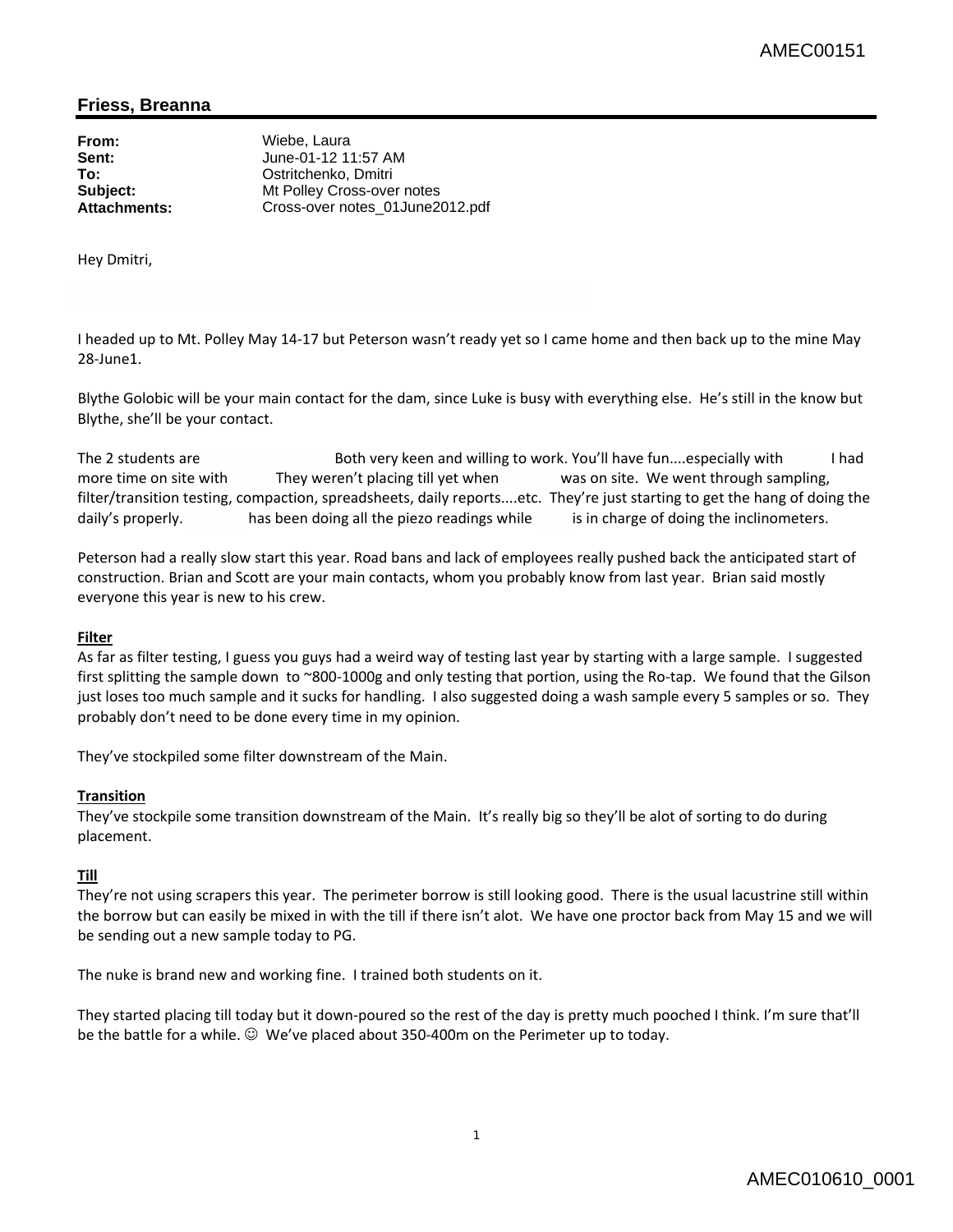## Friess, Breanna

**From:** Wiebe, Laura
**Sent:** June-01-12 11:57 AM
**To:** Ostritchenko, Dmitri
**Subject:** Mt Polley Cross-over notes
**Attachments:** Cross-over notes_01June2012.pdf

Hey Dmitri,

I headed up to Mt. Polley May 14-17 but Peterson wasn't ready yet so I came home and then back up to the mine May 28-June1.

Blythe Golobic will be your main contact for the dam, since Luke is busy with everything else. He's still in the know but Blythe, she'll be your contact.

The 2 students are Both very keen and willing to work. You'll have fun....especially with I had more time on site with They weren't placing till yet when was on site. We went through sampling, filter/transition testing, compaction, spreadsheets, daily reports....etc. They're just starting to get the hang of doing the daily's properly. has been doing all the piezo readings while is in charge of doing the inclinometers.

Peterson had a really slow start this year. Road bans and lack of employees really pushed back the anticipated start of construction. Brian and Scott are your main contacts, whom you probably know from last year. Brian said mostly everyone this year is new to his crew.

**Filter**

As far as filter testing, I guess you guys had a weird way of testing last year by starting with a large sample. I suggested first splitting the sample down to ~800-1000g and only testing that portion, using the Ro-tap. We found that the Gilson just loses too much sample and it sucks for handling. I also suggested doing a wash sample every 5 samples or so. They probably don't need to be done every time in my opinion.

They've stockpiled some filter downstream of the Main.

**Transition**

They've stockpile some transition downstream of the Main. It's really big so they'll be alot of sorting to do during placement.

**Till**

They're not using scrapers this year. The perimeter borrow is still looking good. There is the usual lacustrine still within the borrow but can easily be mixed in with the till if there isn't alot. We have one proctor back from May 15 and we will be sending out a new sample today to PG.

The nuke is brand new and working fine. I trained both students on it.

They started placing till today but it down-poured so the rest of the day is pretty much pooched I think. I'm sure that'll be the battle for a while. ☺ We've placed about 350-400m on the Perimeter up to today.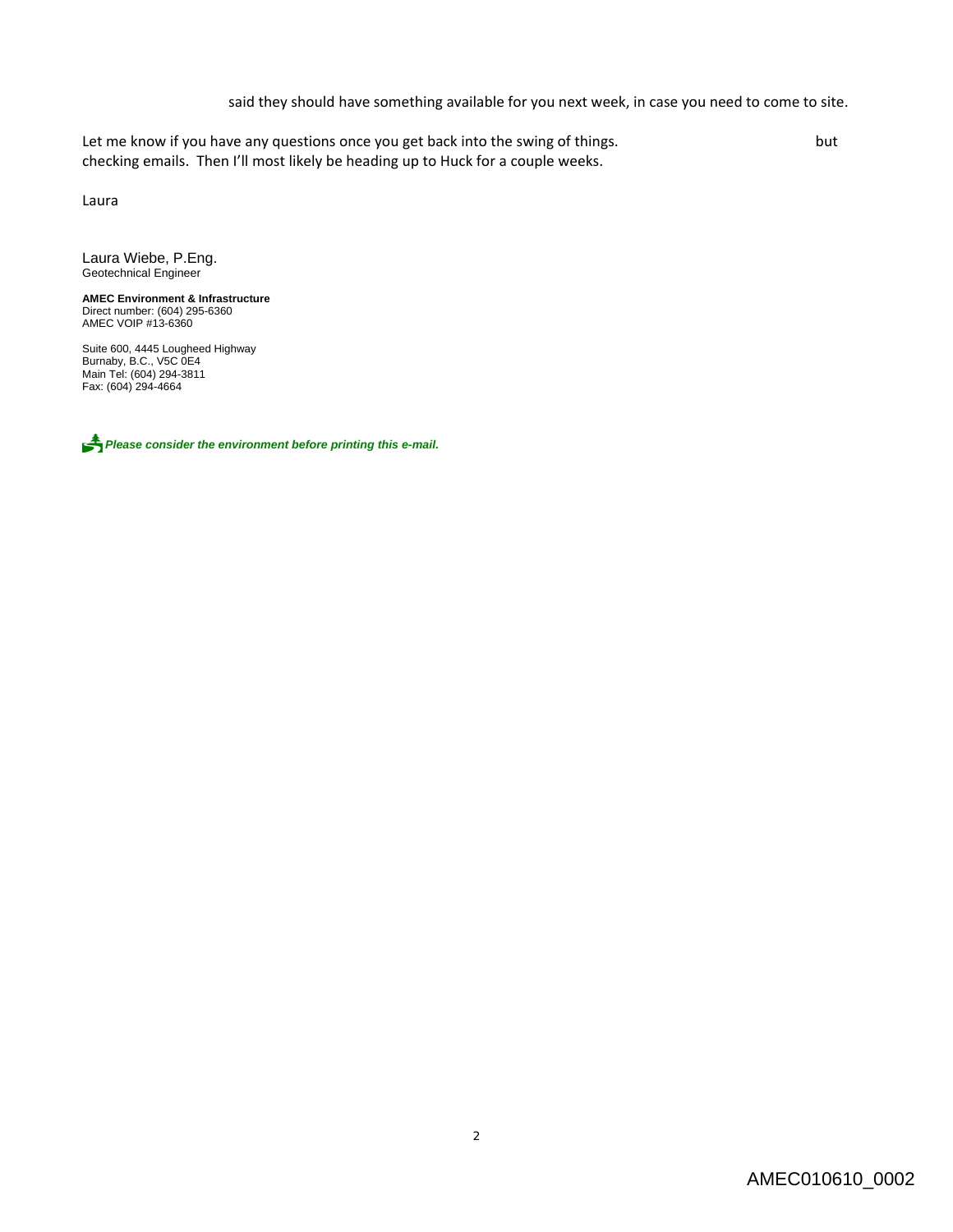said they should have something available for you next week, in case you need to come to site.

Let me know if you have any questions once you get back into the swing of things. but checking emails. Then I'll most likely be heading up to Huck for a couple weeks.

Laura

Laura Wiebe, P.Eng.
Geotechnical Engineer

**AMEC Environment & Infrastructure**
Direct number: (604) 295-6360
AMEC VOIP #13-6360

Suite 600, 4445 Lougheed Highway
Burnaby, B.C., V5C 0E4
Main Tel: (604) 294-3811
Fax: (604) 294-4664

***Please consider the environment before printing this e-mail.***

AMEC010610_0002